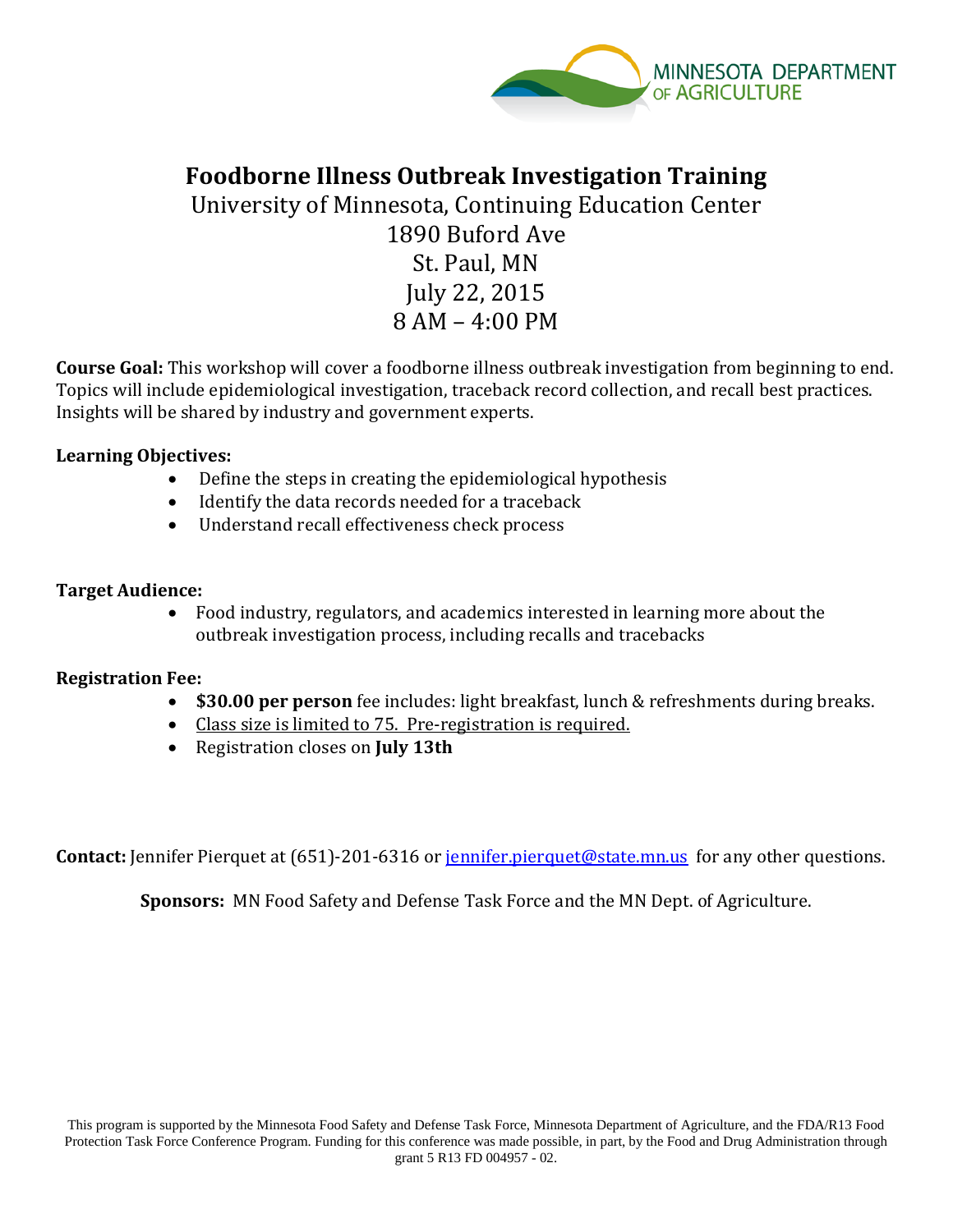MINNESOTA DEPARTMENT OF AGRICULTURE

# Foodborne Illness Outbreak Investigation Training

University of Minnesota, Continuing Education Center
1890 Buford Ave
St. Paul, MN
July 22, 2015
8 AM – 4:00 PM

**Course Goal:** This workshop will cover a foodborne illness outbreak investigation from beginning to end. Topics will include epidemiological investigation, traceback record collection, and recall best practices. Insights will be shared by industry and government experts.

**Learning Objectives:**

- Define the steps in creating the epidemiological hypothesis
- Identify the data records needed for a traceback
- Understand recall effectiveness check process

**Target Audience:**

- Food industry, regulators, and academics interested in learning more about the outbreak investigation process, including recalls and tracebacks

**Registration Fee:**

- **$30.00 per person** fee includes: light breakfast, lunch & refreshments during breaks.
- Class size is limited to 75. Pre-registration is required.
- Registration closes on **July 13th**

**Contact:** Jennifer Pierquet at (651)-201-6316 or jennifer.pierquet@state.mn.us for any other questions.

**Sponsors:** MN Food Safety and Defense Task Force and the MN Dept. of Agriculture.

This program is supported by the Minnesota Food Safety and Defense Task Force, Minnesota Department of Agriculture, and the FDA/R13 Food Protection Task Force Conference Program. Funding for this conference was made possible, in part, by the Food and Drug Administration through grant 5 R13 FD 004957 - 02.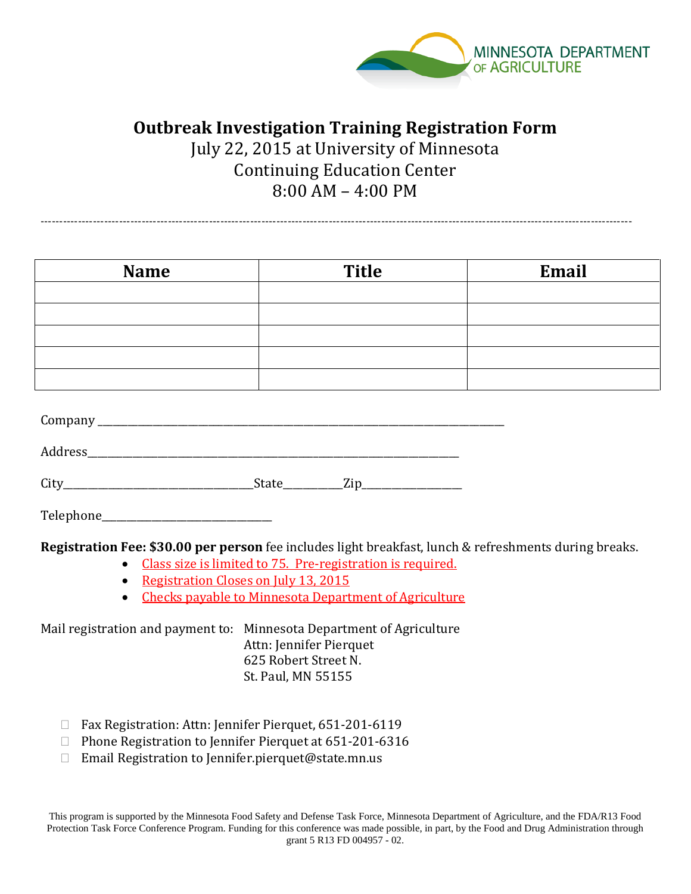MINNESOTA DEPARTMENT OF AGRICULTURE

# Outbreak Investigation Training Registration Form

July 22, 2015 at University of Minnesota
Continuing Education Center
8:00 AM – 4:00 PM

---

| Name | Title | Email |
|---|---|---|
| | | |
| | | |
| | | |
| | | |
| | | |

Company ______________________________________________________________________________

Address_________________________________________________________________________

City____________________________________State___________Zip___________________

Telephone_________________________________

**Registration Fee: $30.00 per person** fee includes light breakfast, lunch & refreshments during breaks.

- Class size is limited to 75. Pre-registration is required.
- Registration Closes on July 13, 2015
- Checks payable to Minnesota Department of Agriculture

Mail registration and payment to: Minnesota Department of Agriculture
Attn: Jennifer Pierquet
625 Robert Street N.
St. Paul, MN 55155

- ☐ Fax Registration: Attn: Jennifer Pierquet, 651-201-6119
- ☐ Phone Registration to Jennifer Pierquet at 651-201-6316
- ☐ Email Registration to Jennifer.pierquet@state.mn.us

This program is supported by the Minnesota Food Safety and Defense Task Force, Minnesota Department of Agriculture, and the FDA/R13 Food Protection Task Force Conference Program. Funding for this conference was made possible, in part, by the Food and Drug Administration through grant 5 R13 FD 004957 - 02.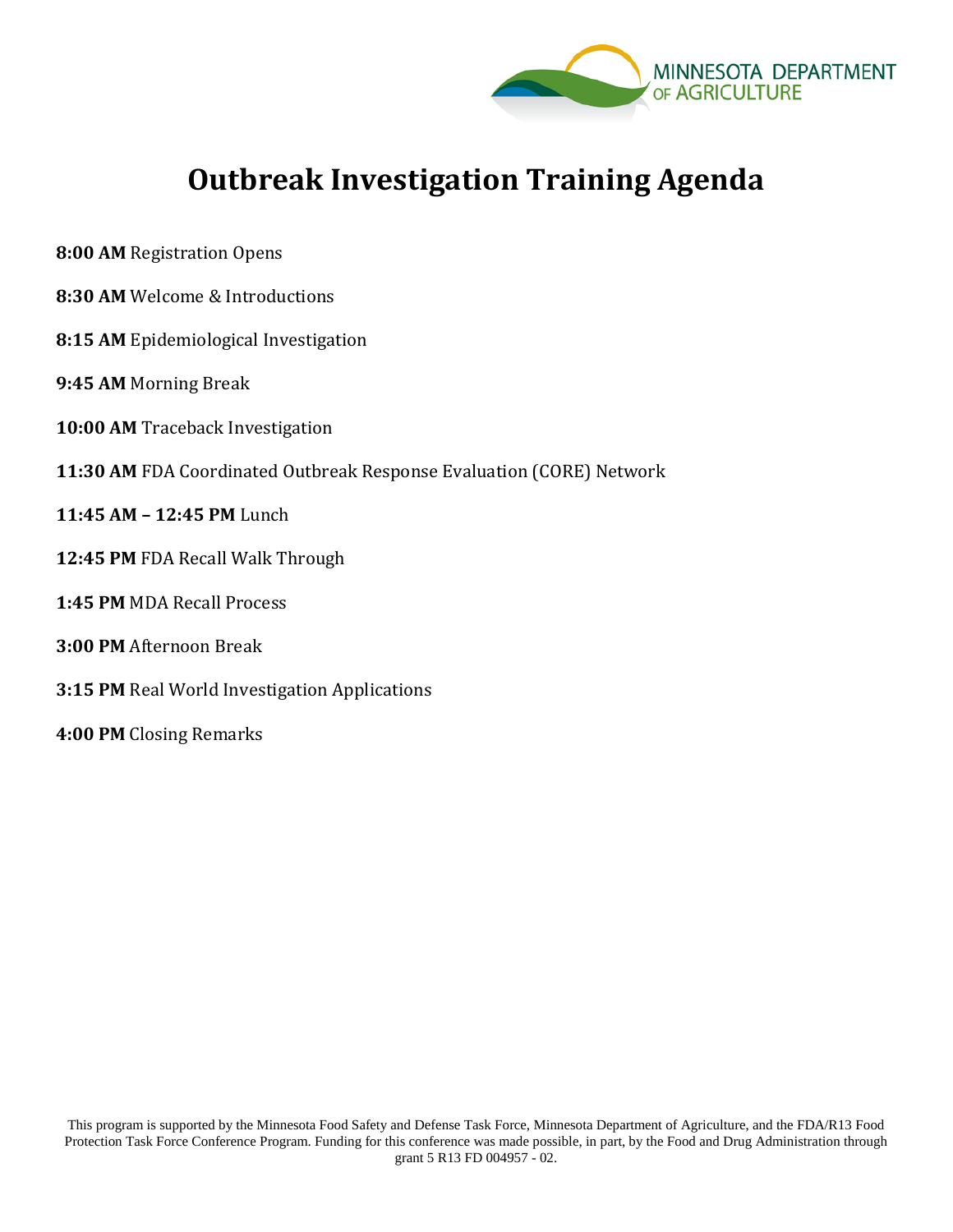MINNESOTA DEPARTMENT OF AGRICULTURE

# Outbreak Investigation Training Agenda

**8:00 AM** Registration Opens

**8:30 AM** Welcome & Introductions

**8:15 AM** Epidemiological Investigation

**9:45 AM** Morning Break

**10:00 AM** Traceback Investigation

**11:30 AM** FDA Coordinated Outbreak Response Evaluation (CORE) Network

**11:45 AM – 12:45 PM** Lunch

**12:45 PM** FDA Recall Walk Through

**1:45 PM** MDA Recall Process

**3:00 PM** Afternoon Break

**3:15 PM** Real World Investigation Applications

**4:00 PM** Closing Remarks

This program is supported by the Minnesota Food Safety and Defense Task Force, Minnesota Department of Agriculture, and the FDA/R13 Food Protection Task Force Conference Program. Funding for this conference was made possible, in part, by the Food and Drug Administration through grant 5 R13 FD 004957 - 02.